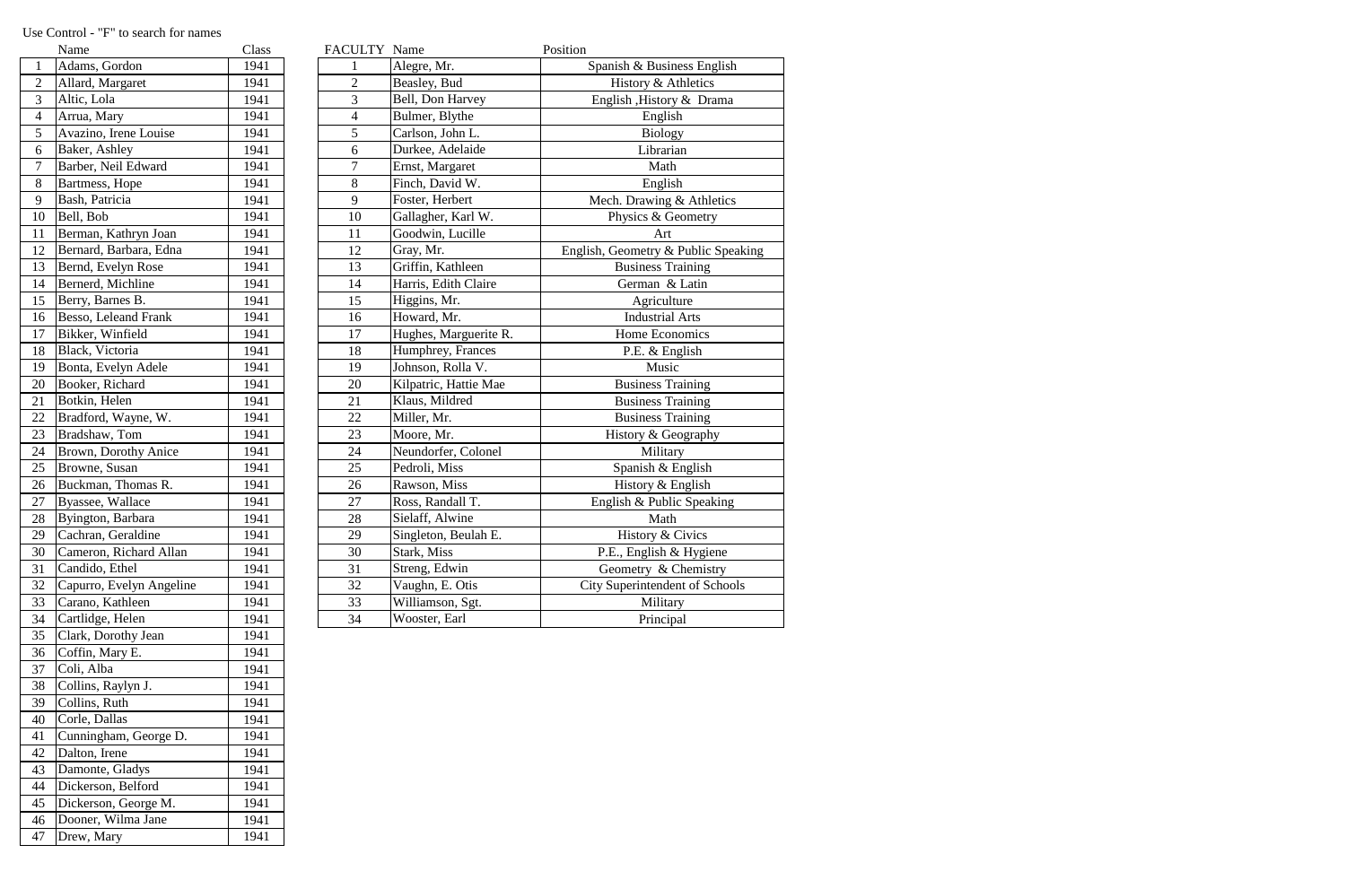Use Control - "F" to search for names

| | Name | Class |
|---|---|---|
| 1 | Adams, Gordon | 1941 |
| 2 | Allard, Margaret | 1941 |
| 3 | Altic, Lola | 1941 |
| 4 | Arrua, Mary | 1941 |
| 5 | Avazino, Irene Louise | 1941 |
| 6 | Baker, Ashley | 1941 |
| 7 | Barber, Neil Edward | 1941 |
| 8 | Bartmess, Hope | 1941 |
| 9 | Bash, Patricia | 1941 |
| 10 | Bell, Bob | 1941 |
| 11 | Berman, Kathryn Joan | 1941 |
| 12 | Bernard, Barbara, Edna | 1941 |
| 13 | Bernd, Evelyn Rose | 1941 |
| 14 | Bernerd, Michline | 1941 |
| 15 | Berry, Barnes B. | 1941 |
| 16 | Besso, Leleand Frank | 1941 |
| 17 | Bikker, Winfield | 1941 |
| 18 | Black, Victoria | 1941 |
| 19 | Bonta, Evelyn Adele | 1941 |
| 20 | Booker, Richard | 1941 |
| 21 | Botkin, Helen | 1941 |
| 22 | Bradford, Wayne, W. | 1941 |
| 23 | Bradshaw, Tom | 1941 |
| 24 | Brown, Dorothy Anice | 1941 |
| 25 | Browne, Susan | 1941 |
| 26 | Buckman, Thomas R. | 1941 |
| 27 | Byassee, Wallace | 1941 |
| 28 | Byington, Barbara | 1941 |
| 29 | Cachran, Geraldine | 1941 |
| 30 | Cameron, Richard Allan | 1941 |
| 31 | Candido, Ethel | 1941 |
| 32 | Capurro, Evelyn Angeline | 1941 |
| 33 | Carano, Kathleen | 1941 |
| 34 | Cartlidge, Helen | 1941 |
| 35 | Clark, Dorothy Jean | 1941 |
| 36 | Coffin, Mary E. | 1941 |
| 37 | Coli, Alba | 1941 |
| 38 | Collins, Raylyn J. | 1941 |
| 39 | Collins, Ruth | 1941 |
| 40 | Corle, Dallas | 1941 |
| 41 | Cunningham, George D. | 1941 |
| 42 | Dalton, Irene | 1941 |
| 43 | Damonte, Gladys | 1941 |
| 44 | Dickerson, Belford | 1941 |
| 45 | Dickerson, George M. | 1941 |
| 46 | Dooner, Wilma Jane | 1941 |
| 47 | Drew, Mary | 1941 |

| FACULTY | Name | Position |
|---|---|---|
| 1 | Alegre, Mr. | Spanish & Business English |
| 2 | Beasley, Bud | History & Athletics |
| 3 | Bell, Don Harvey | English ,History & Drama |
| 4 | Bulmer, Blythe | English |
| 5 | Carlson, John L. | Biology |
| 6 | Durkee, Adelaide | Librarian |
| 7 | Ernst, Margaret | Math |
| 8 | Finch, David W. | English |
| 9 | Foster, Herbert | Mech. Drawing & Athletics |
| 10 | Gallagher, Karl W. | Physics & Geometry |
| 11 | Goodwin, Lucille | Art |
| 12 | Gray, Mr. | English, Geometry & Public Speaking |
| 13 | Griffin, Kathleen | Business Training |
| 14 | Harris, Edith Claire | German & Latin |
| 15 | Higgins, Mr. | Agriculture |
| 16 | Howard, Mr. | Industrial Arts |
| 17 | Hughes, Marguerite R. | Home Economics |
| 18 | Humphrey, Frances | P.E. & English |
| 19 | Johnson, Rolla V. | Music |
| 20 | Kilpatric, Hattie Mae | Business Training |
| 21 | Klaus, Mildred | Business Training |
| 22 | Miller, Mr. | Business Training |
| 23 | Moore, Mr. | History & Geography |
| 24 | Neundorfer, Colonel | Military |
| 25 | Pedroli, Miss | Spanish & English |
| 26 | Rawson, Miss | History & English |
| 27 | Ross, Randall T. | English & Public Speaking |
| 28 | Sielaff, Alwine | Math |
| 29 | Singleton, Beulah E. | History & Civics |
| 30 | Stark, Miss | P.E., English & Hygiene |
| 31 | Streng, Edwin | Geometry & Chemistry |
| 32 | Vaughn, E. Otis | City Superintendent of Schools |
| 33 | Williamson, Sgt. | Military |
| 34 | Wooster, Earl | Principal |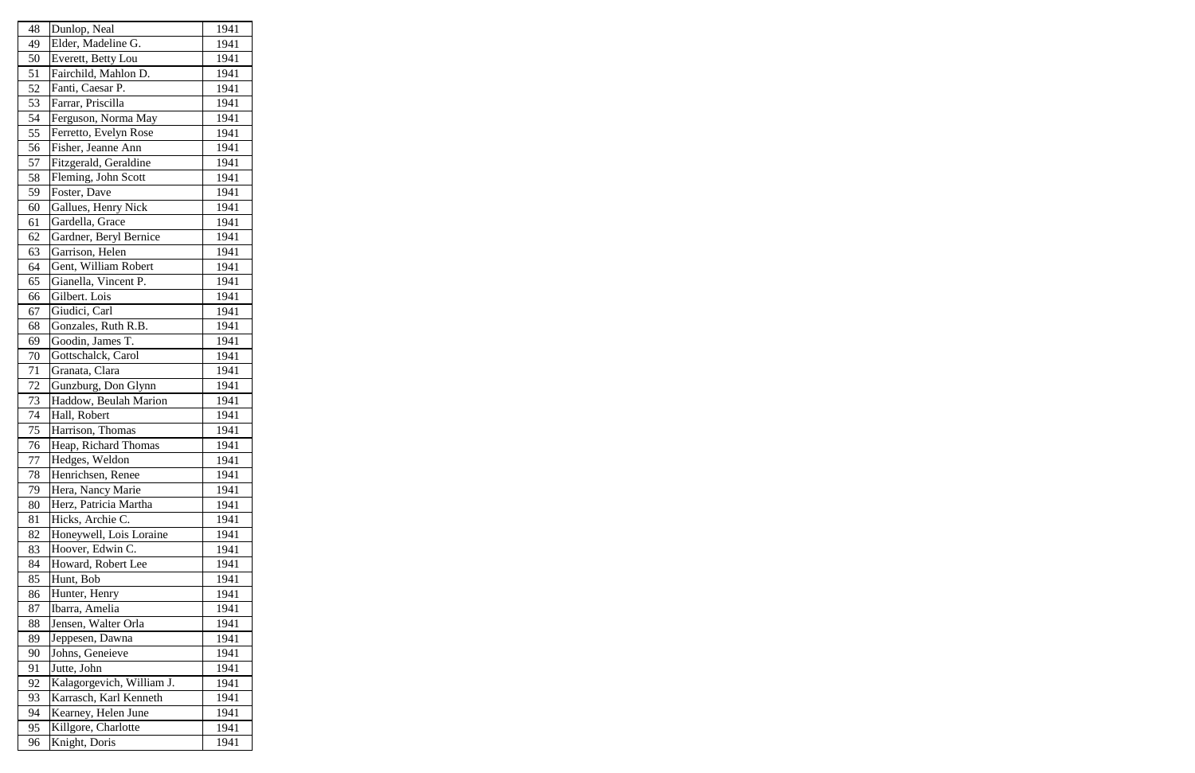| 48 | Dunlop, Neal | 1941 |
|---|---|---|
| 49 | Elder, Madeline G. | 1941 |
| 50 | Everett, Betty Lou | 1941 |
| 51 | Fairchild, Mahlon D. | 1941 |
| 52 | Fanti, Caesar P. | 1941 |
| 53 | Farrar, Priscilla | 1941 |
| 54 | Ferguson, Norma May | 1941 |
| 55 | Ferretto, Evelyn Rose | 1941 |
| 56 | Fisher, Jeanne Ann | 1941 |
| 57 | Fitzgerald, Geraldine | 1941 |
| 58 | Fleming, John Scott | 1941 |
| 59 | Foster, Dave | 1941 |
| 60 | Gallues, Henry Nick | 1941 |
| 61 | Gardella, Grace | 1941 |
| 62 | Gardner, Beryl Bernice | 1941 |
| 63 | Garrison, Helen | 1941 |
| 64 | Gent, William Robert | 1941 |
| 65 | Gianella, Vincent P. | 1941 |
| 66 | Gilbert. Lois | 1941 |
| 67 | Giudici, Carl | 1941 |
| 68 | Gonzales, Ruth R.B. | 1941 |
| 69 | Goodin, James T. | 1941 |
| 70 | Gottschalck, Carol | 1941 |
| 71 | Granata, Clara | 1941 |
| 72 | Gunzburg, Don Glynn | 1941 |
| 73 | Haddow, Beulah Marion | 1941 |
| 74 | Hall, Robert | 1941 |
| 75 | Harrison, Thomas | 1941 |
| 76 | Heap, Richard Thomas | 1941 |
| 77 | Hedges, Weldon | 1941 |
| 78 | Henrichsen, Renee | 1941 |
| 79 | Hera, Nancy Marie | 1941 |
| 80 | Herz, Patricia Martha | 1941 |
| 81 | Hicks, Archie C. | 1941 |
| 82 | Honeywell, Lois Loraine | 1941 |
| 83 | Hoover, Edwin C. | 1941 |
| 84 | Howard, Robert Lee | 1941 |
| 85 | Hunt, Bob | 1941 |
| 86 | Hunter, Henry | 1941 |
| 87 | Ibarra, Amelia | 1941 |
| 88 | Jensen, Walter Orla | 1941 |
| 89 | Jeppesen, Dawna | 1941 |
| 90 | Johns, Geneieve | 1941 |
| 91 | Jutte, John | 1941 |
| 92 | Kalagorgevich, William J. | 1941 |
| 93 | Karrasch, Karl Kenneth | 1941 |
| 94 | Kearney, Helen June | 1941 |
| 95 | Killgore, Charlotte | 1941 |
| 96 | Knight, Doris | 1941 |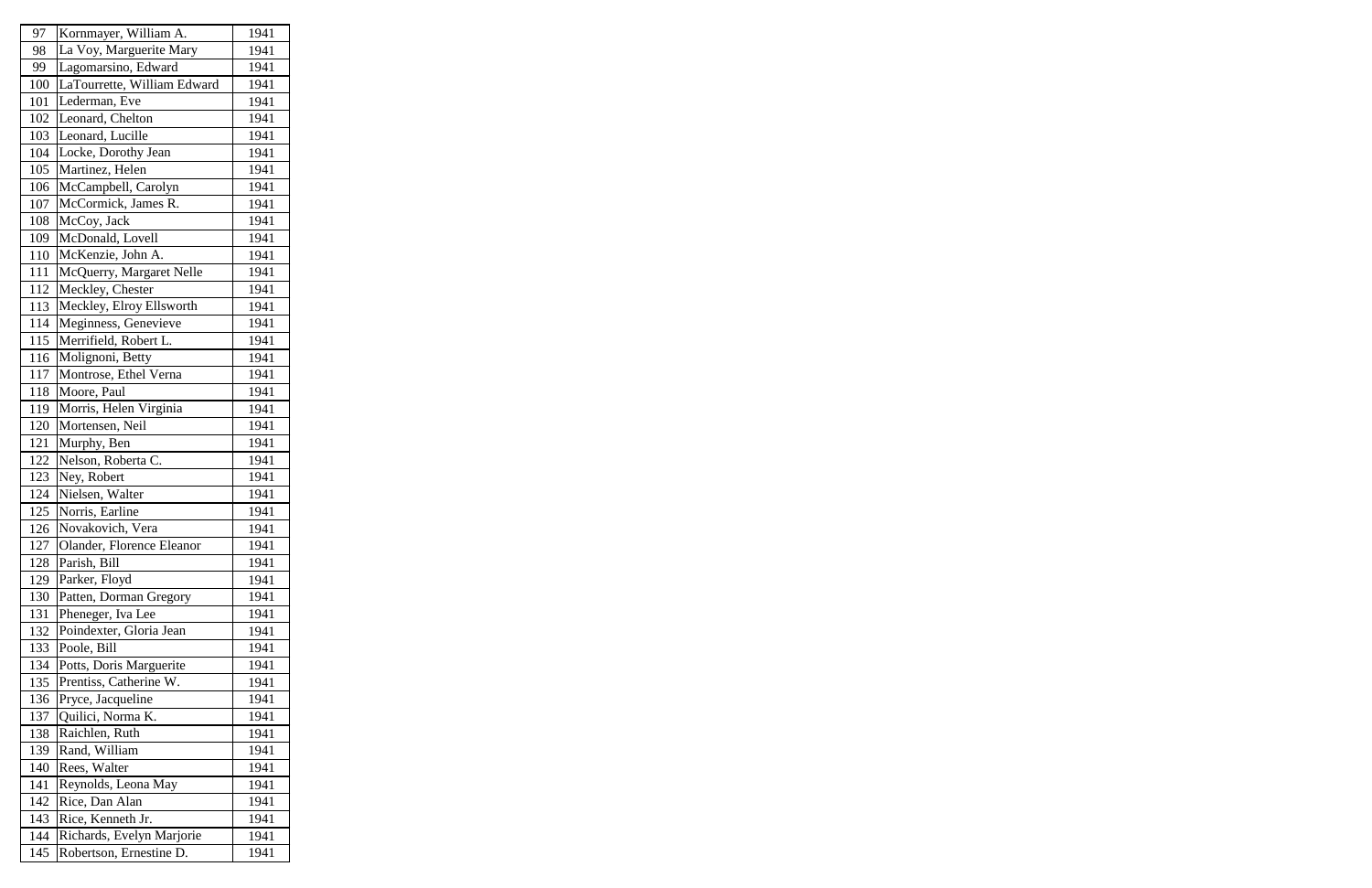| 97 | Kornmayer, William A. | 1941 |
|---|---|---|
| 98 | La Voy, Marguerite Mary | 1941 |
| 99 | Lagomarsino, Edward | 1941 |
| 100 | LaTourrette, William Edward | 1941 |
| 101 | Lederman, Eve | 1941 |
| 102 | Leonard, Chelton | 1941 |
| 103 | Leonard, Lucille | 1941 |
| 104 | Locke, Dorothy Jean | 1941 |
| 105 | Martinez, Helen | 1941 |
| 106 | McCampbell, Carolyn | 1941 |
| 107 | McCormick, James R. | 1941 |
| 108 | McCoy, Jack | 1941 |
| 109 | McDonald, Lovell | 1941 |
| 110 | McKenzie, John A. | 1941 |
| 111 | McQuerry, Margaret Nelle | 1941 |
| 112 | Meckley, Chester | 1941 |
| 113 | Meckley, Elroy Ellsworth | 1941 |
| 114 | Meginness, Genevieve | 1941 |
| 115 | Merrifield, Robert L. | 1941 |
| 116 | Molignoni, Betty | 1941 |
| 117 | Montrose, Ethel Verna | 1941 |
| 118 | Moore, Paul | 1941 |
| 119 | Morris, Helen Virginia | 1941 |
| 120 | Mortensen, Neil | 1941 |
| 121 | Murphy, Ben | 1941 |
| 122 | Nelson, Roberta C. | 1941 |
| 123 | Ney, Robert | 1941 |
| 124 | Nielsen, Walter | 1941 |
| 125 | Norris, Earline | 1941 |
| 126 | Novakovich, Vera | 1941 |
| 127 | Olander, Florence Eleanor | 1941 |
| 128 | Parish, Bill | 1941 |
| 129 | Parker, Floyd | 1941 |
| 130 | Patten, Dorman Gregory | 1941 |
| 131 | Pheneger, Iva Lee | 1941 |
| 132 | Poindexter, Gloria Jean | 1941 |
| 133 | Poole, Bill | 1941 |
| 134 | Potts, Doris Marguerite | 1941 |
| 135 | Prentiss, Catherine W. | 1941 |
| 136 | Pryce, Jacqueline | 1941 |
| 137 | Quilici, Norma K. | 1941 |
| 138 | Raichlen, Ruth | 1941 |
| 139 | Rand, William | 1941 |
| 140 | Rees, Walter | 1941 |
| 141 | Reynolds, Leona May | 1941 |
| 142 | Rice, Dan Alan | 1941 |
| 143 | Rice, Kenneth Jr. | 1941 |
| 144 | Richards, Evelyn Marjorie | 1941 |
| 145 | Robertson, Ernestine D. | 1941 |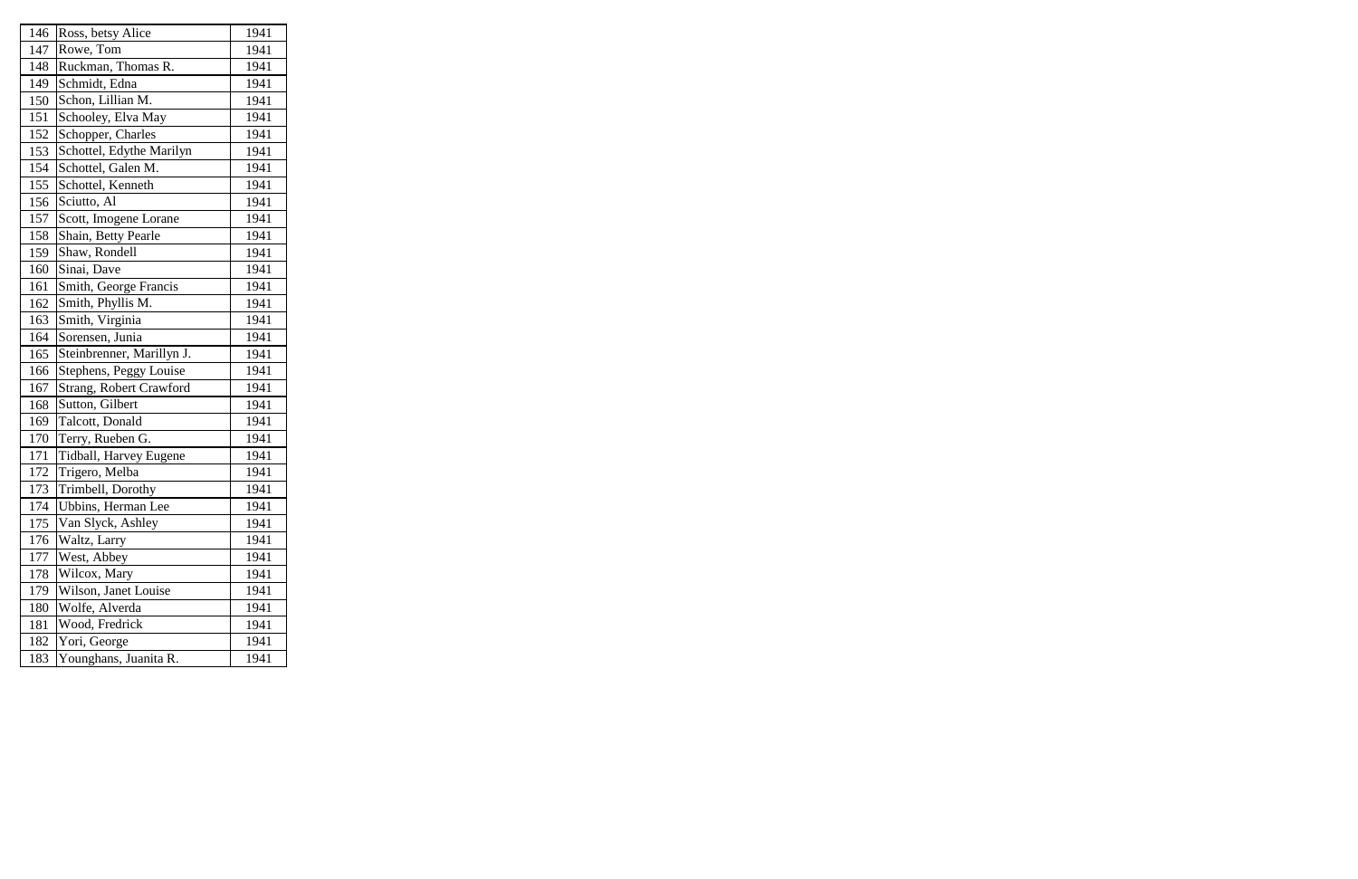| | | |
|---|---|---|
| 146 | Ross, betsy Alice | 1941 |
| 147 | Rowe, Tom | 1941 |
| 148 | Ruckman, Thomas R. | 1941 |
| 149 | Schmidt, Edna | 1941 |
| 150 | Schon, Lillian M. | 1941 |
| 151 | Schooley, Elva May | 1941 |
| 152 | Schopper, Charles | 1941 |
| 153 | Schottel, Edythe Marilyn | 1941 |
| 154 | Schottel, Galen M. | 1941 |
| 155 | Schottel, Kenneth | 1941 |
| 156 | Sciutto, Al | 1941 |
| 157 | Scott, Imogene Lorane | 1941 |
| 158 | Shain, Betty Pearle | 1941 |
| 159 | Shaw, Rondell | 1941 |
| 160 | Sinai, Dave | 1941 |
| 161 | Smith, George Francis | 1941 |
| 162 | Smith, Phyllis M. | 1941 |
| 163 | Smith, Virginia | 1941 |
| 164 | Sorensen, Junia | 1941 |
| 165 | Steinbrenner, Marillyn J. | 1941 |
| 166 | Stephens, Peggy Louise | 1941 |
| 167 | Strang, Robert Crawford | 1941 |
| 168 | Sutton, Gilbert | 1941 |
| 169 | Talcott, Donald | 1941 |
| 170 | Terry, Rueben G. | 1941 |
| 171 | Tidball, Harvey Eugene | 1941 |
| 172 | Trigero, Melba | 1941 |
| 173 | Trimbell, Dorothy | 1941 |
| 174 | Ubbins, Herman Lee | 1941 |
| 175 | Van Slyck, Ashley | 1941 |
| 176 | Waltz, Larry | 1941 |
| 177 | West, Abbey | 1941 |
| 178 | Wilcox, Mary | 1941 |
| 179 | Wilson, Janet Louise | 1941 |
| 180 | Wolfe, Alverda | 1941 |
| 181 | Wood, Fredrick | 1941 |
| 182 | Yori, George | 1941 |
| 183 | Younghans, Juanita R. | 1941 |